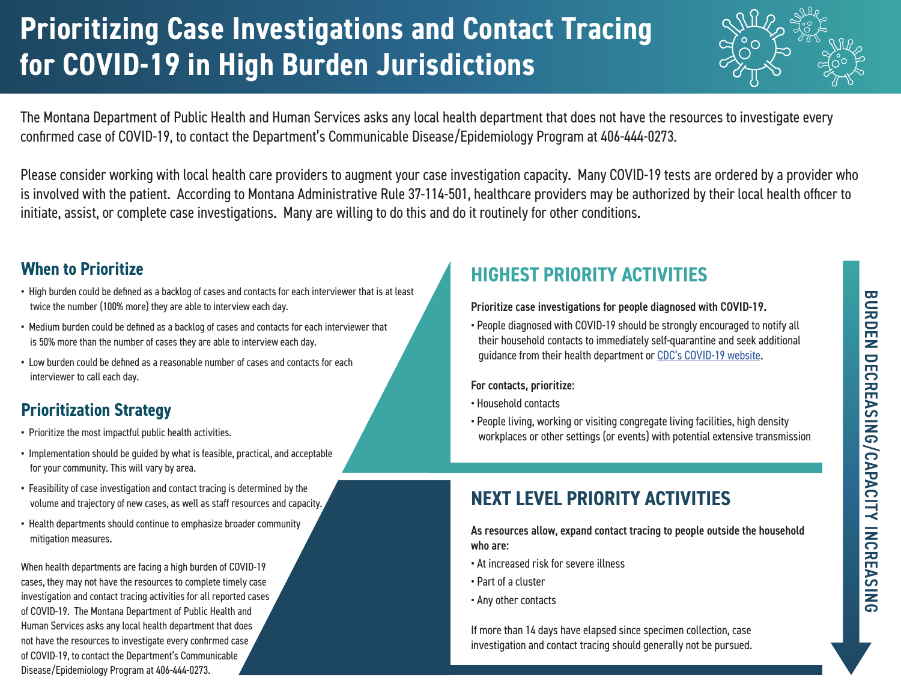# Prioritizing Case Investigations and Contact Tracing for COVID-19 in High Burden Jurisdictions

The Montana Department of Public Health and Human Services asks any local health department that does not have the resources to investigate every confirmed case of COVID-19, to contact the Department's Communicable Disease/Epidemiology Program at 406-444-0273.

Please consider working with local health care providers to augment your case investigation capacity. Many COVID-19 tests are ordered by a provider who is involved with the patient. According to Montana Administrative Rule 37-114-501, healthcare providers may be authorized by their local health officer to initiate, assist, or complete case investigations. Many are willing to do this and do it routinely for other conditions.

## When to Prioritize

- High burden could be defined as a backlog of cases and contacts for each interviewer that is at least twice the number (100% more) they are able to interview each day.
- Medium burden could be defined as a backlog of cases and contacts for each interviewer that is 50% more than the number of cases they are able to interview each day.
- Low burden could be defined as a reasonable number of cases and contacts for each interviewer to call each day.

## Prioritization Strategy

- Prioritize the most impactful public health activities.
- Implementation should be guided by what is feasible, practical, and acceptable for your community. This will vary by area.
- Feasibility of case investigation and contact tracing is determined by the volume and trajectory of new cases, as well as staff resources and capacity.
- Health departments should continue to emphasize broader community mitigation measures.

When health departments are facing a high burden of COVID-19 cases, they may not have the resources to complete timely case investigation and contact tracing activities for all reported cases of COVID-19. The Montana Department of Public Health and Human Services asks any local health department that does not have the resources to investigate every confirmed case of COVID-19, to contact the Department's Communicable Disease/Epidemiology Program at 406-444-0273.

## HIGHEST PRIORITY ACTIVITIES

**Prioritize case investigations for people diagnosed with COVID-19.**

- People diagnosed with COVID-19 should be strongly encouraged to notify all their household contacts to immediately self-quarantine and seek additional guidance from their health department or CDC's COVID-19 website.

**For contacts, prioritize:**

- Household contacts
- People living, working or visiting congregate living facilities, high density workplaces or other settings (or events) with potential extensive transmission

## NEXT LEVEL PRIORITY ACTIVITIES

**As resources allow, expand contact tracing to people outside the household who are:**

- At increased risk for severe illness
- Part of a cluster
- Any other contacts

If more than 14 days have elapsed since specimen collection, case investigation and contact tracing should generally not be pursued.

BURDEN DECREASING/CAPACITY INCREASING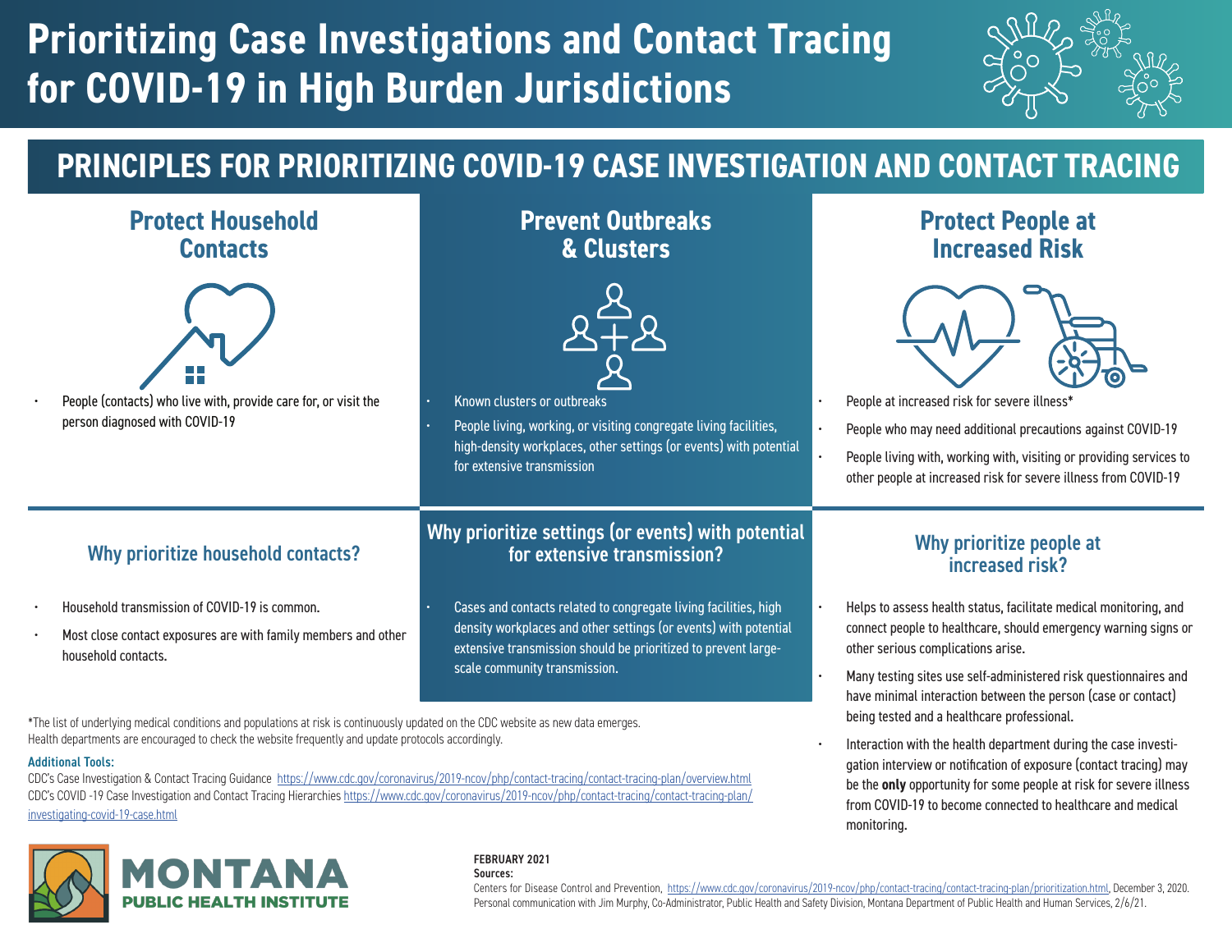# Prioritizing Case Investigations and Contact Tracing for COVID-19 in High Burden Jurisdictions

## PRINCIPLES FOR PRIORITIZING COVID-19 CASE INVESTIGATION AND CONTACT TRACING

### Protect Household Contacts

- People (contacts) who live with, provide care for, or visit the person diagnosed with COVID-19

### Prevent Outbreaks & Clusters

- Known clusters or outbreaks
- People living, working, or visiting congregate living facilities, high-density workplaces, other settings (or events) with potential for extensive transmission

### Protect People at Increased Risk

- People at increased risk for severe illness*
- People who may need additional precautions against COVID-19
- People living with, working with, visiting or providing services to other people at increased risk for severe illness from COVID-19

### Why prioritize household contacts?

- Household transmission of COVID-19 is common.
- Most close contact exposures are with family members and other household contacts.

### Why prioritize settings (or events) with potential for extensive transmission?

- Cases and contacts related to congregate living facilities, high density workplaces and other settings (or events) with potential extensive transmission should be prioritized to prevent large-scale community transmission.

### Why prioritize people at increased risk?

- Helps to assess health status, facilitate medical monitoring, and connect people to healthcare, should emergency warning signs or other serious complications arise.
- Many testing sites use self-administered risk questionnaires and have minimal interaction between the person (case or contact) being tested and a healthcare professional.
- Interaction with the health department during the case investigation interview or notification of exposure (contact tracing) may be the **only** opportunity for some people at risk for severe illness from COVID-19 to become connected to healthcare and medical monitoring.

*The list of underlying medical conditions and populations at risk is continuously updated on the CDC website as new data emerges. Health departments are encouraged to check the website frequently and update protocols accordingly.

**Additional Tools:**

CDC's Case Investigation & Contact Tracing Guidance https://www.cdc.gov/coronavirus/2019-ncov/php/contact-tracing/contact-tracing-plan/overview.html

CDC's COVID -19 Case Investigation and Contact Tracing Hierarchies https://www.cdc.gov/coronavirus/2019-ncov/php/contact-tracing/contact-tracing-plan/investigating-covid-19-case.html

MONTANA PUBLIC HEALTH INSTITUTE

**FEBRUARY 2021**

**Sources:**

Centers for Disease Control and Prevention, https://www.cdc.gov/coronavirus/2019-ncov/php/contact-tracing/contact-tracing-plan/prioritization.html, December 3, 2020.

Personal communication with Jim Murphy, Co-Administrator, Public Health and Safety Division, Montana Department of Public Health and Human Services, 2/6/21.